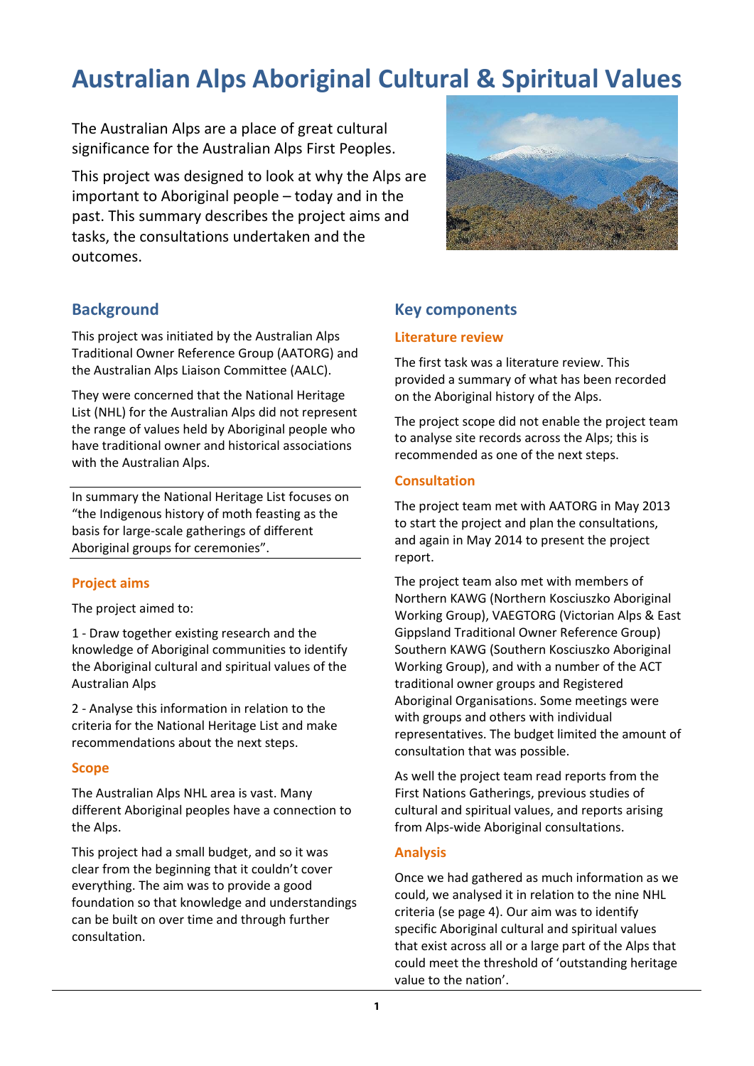# Australian Alps Aboriginal Cultural & Spiritual Values

The Australian Alps are a place of great cultural significance for the Australian Alps First Peoples.

This project was designed to look at why the Alps are important to Aboriginal people – today and in the past. This summary describes the project aims and tasks, the consultations undertaken and the outcomes.

## Background

This project was initiated by the Australian Alps Traditional Owner Reference Group (AATORG) and the Australian Alps Liaison Committee (AALC).

They were concerned that the National Heritage List (NHL) for the Australian Alps did not represent the range of values held by Aboriginal people who have traditional owner and historical associations with the Australian Alps.

In summary the National Heritage List focuses on "the Indigenous history of moth feasting as the basis for large-scale gatherings of different Aboriginal groups for ceremonies".

### Project aims

The project aimed to:

1 - Draw together existing research and the knowledge of Aboriginal communities to identify the Aboriginal cultural and spiritual values of the Australian Alps

2 - Analyse this information in relation to the criteria for the National Heritage List and make recommendations about the next steps.

### Scope

The Australian Alps NHL area is vast. Many different Aboriginal peoples have a connection to the Alps.

This project had a small budget, and so it was clear from the beginning that it couldn't cover everything. The aim was to provide a good foundation so that knowledge and understandings can be built on over time and through further consultation.

## Key components

### Literature review

The first task was a literature review. This provided a summary of what has been recorded on the Aboriginal history of the Alps.

The project scope did not enable the project team to analyse site records across the Alps; this is recommended as one of the next steps.

### Consultation

The project team met with AATORG in May 2013 to start the project and plan the consultations, and again in May 2014 to present the project report.

The project team also met with members of Northern KAWG (Northern Kosciuszko Aboriginal Working Group), VAEGTORG (Victorian Alps & East Gippsland Traditional Owner Reference Group) Southern KAWG (Southern Kosciuszko Aboriginal Working Group), and with a number of the ACT traditional owner groups and Registered Aboriginal Organisations. Some meetings were with groups and others with individual representatives. The budget limited the amount of consultation that was possible.

As well the project team read reports from the First Nations Gatherings, previous studies of cultural and spiritual values, and reports arising from Alps-wide Aboriginal consultations.

### Analysis

Once we had gathered as much information as we could, we analysed it in relation to the nine NHL criteria (se page 4). Our aim was to identify specific Aboriginal cultural and spiritual values that exist across all or a large part of the Alps that could meet the threshold of 'outstanding heritage value to the nation'.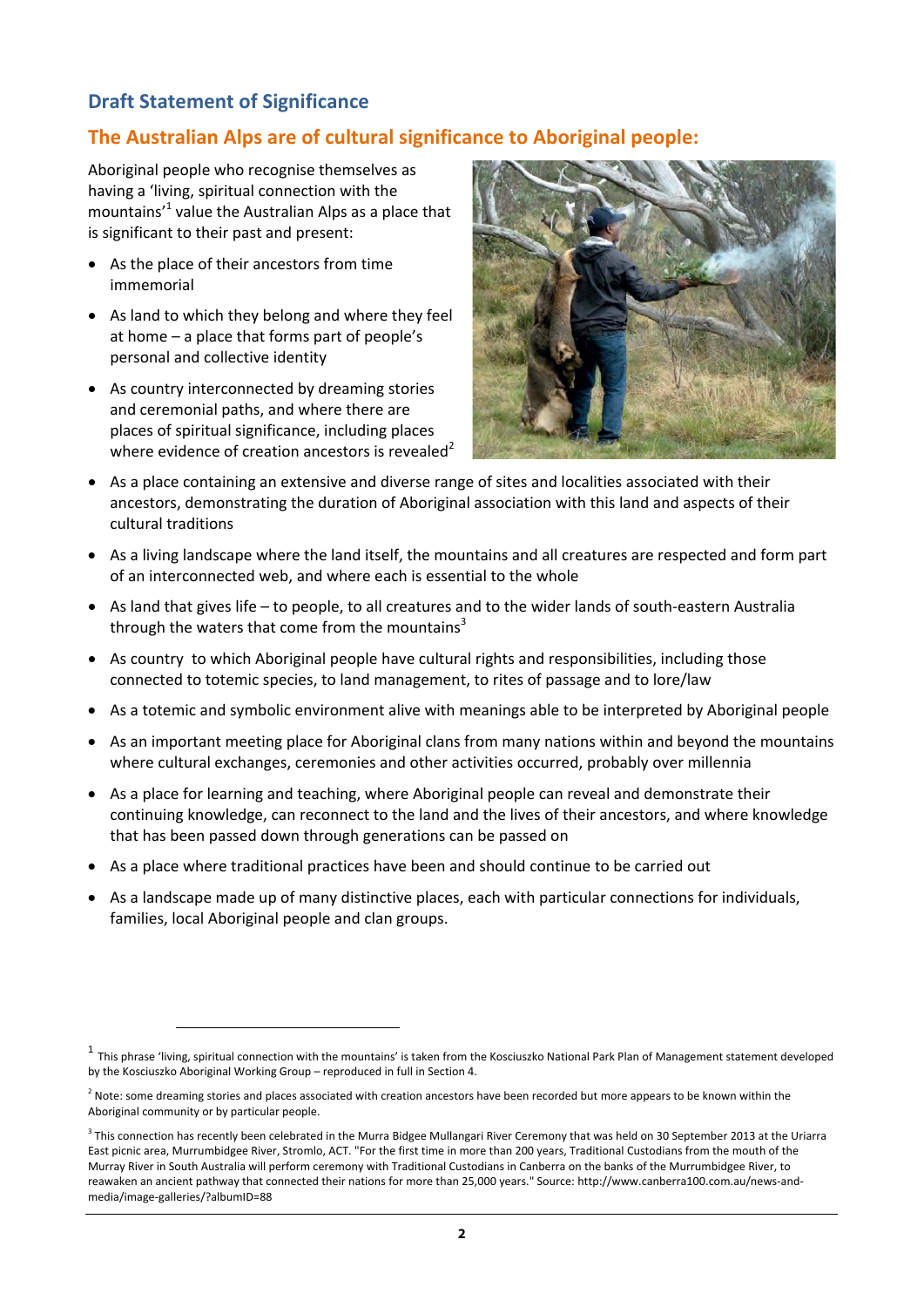## Draft Statement of Significance

## The Australian Alps are of cultural significance to Aboriginal people:

Aboriginal people who recognise themselves as having a 'living, spiritual connection with the mountains'[1] value the Australian Alps as a place that is significant to their past and present:

- As the place of their ancestors from time immemorial
- As land to which they belong and where they feel at home – a place that forms part of people's personal and collective identity
- As country interconnected by dreaming stories and ceremonial paths, and where there are places of spiritual significance, including places where evidence of creation ancestors is revealed[2]
- As a place containing an extensive and diverse range of sites and localities associated with their ancestors, demonstrating the duration of Aboriginal association with this land and aspects of their cultural traditions
- As a living landscape where the land itself, the mountains and all creatures are respected and form part of an interconnected web, and where each is essential to the whole
- As land that gives life – to people, to all creatures and to the wider lands of south-eastern Australia through the waters that come from the mountains[3]
- As country to which Aboriginal people have cultural rights and responsibilities, including those connected to totemic species, to land management, to rites of passage and to lore/law
- As a totemic and symbolic environment alive with meanings able to be interpreted by Aboriginal people
- As an important meeting place for Aboriginal clans from many nations within and beyond the mountains where cultural exchanges, ceremonies and other activities occurred, probably over millennia
- As a place for learning and teaching, where Aboriginal people can reveal and demonstrate their continuing knowledge, can reconnect to the land and the lives of their ancestors, and where knowledge that has been passed down through generations can be passed on
- As a place where traditional practices have been and should continue to be carried out
- As a landscape made up of many distinctive places, each with particular connections for individuals, families, local Aboriginal people and clan groups.

---

[1] This phrase 'living, spiritual connection with the mountains' is taken from the Kosciuszko National Park Plan of Management statement developed by the Kosciuszko Aboriginal Working Group – reproduced in full in Section 4.

[2] Note: some dreaming stories and places associated with creation ancestors have been recorded but more appears to be known within the Aboriginal community or by particular people.

[3] This connection has recently been celebrated in the Murra Bidgee Mullangari River Ceremony that was held on 30 September 2013 at the Uriarra East picnic area, Murrumbidgee River, Stromlo, ACT. "For the first time in more than 200 years, Traditional Custodians from the mouth of the Murray River in South Australia will perform ceremony with Traditional Custodians in Canberra on the banks of the Murrumbidgee River, to reawaken an ancient pathway that connected their nations for more than 25,000 years." Source: http://www.canberra100.com.au/news-and-media/image-galleries/?albumID=88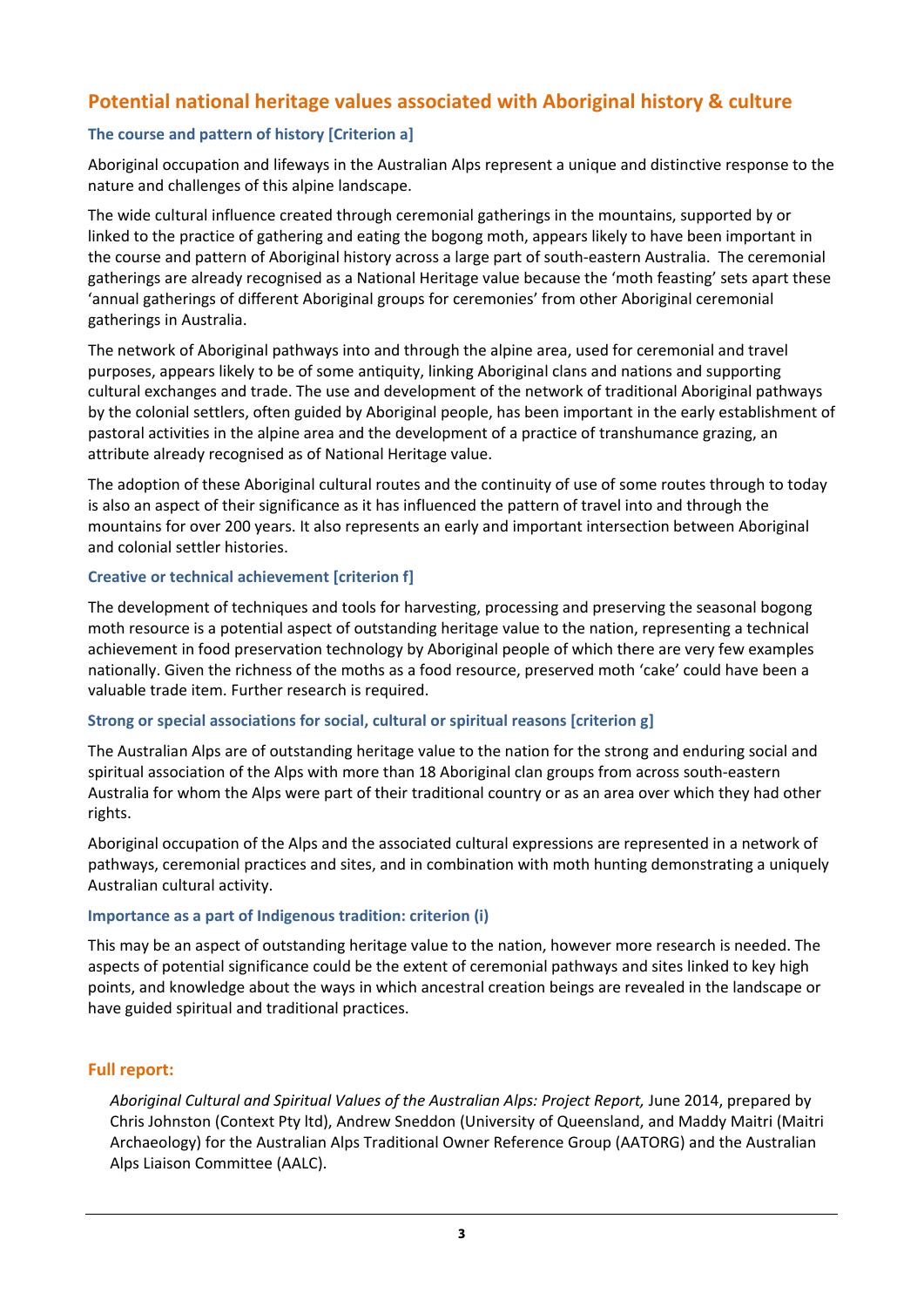## Potential national heritage values associated with Aboriginal history & culture

### The course and pattern of history [Criterion a]

Aboriginal occupation and lifeways in the Australian Alps represent a unique and distinctive response to the nature and challenges of this alpine landscape.

The wide cultural influence created through ceremonial gatherings in the mountains, supported by or linked to the practice of gathering and eating the bogong moth, appears likely to have been important in the course and pattern of Aboriginal history across a large part of south-eastern Australia. The ceremonial gatherings are already recognised as a National Heritage value because the 'moth feasting' sets apart these 'annual gatherings of different Aboriginal groups for ceremonies' from other Aboriginal ceremonial gatherings in Australia.

The network of Aboriginal pathways into and through the alpine area, used for ceremonial and travel purposes, appears likely to be of some antiquity, linking Aboriginal clans and nations and supporting cultural exchanges and trade. The use and development of the network of traditional Aboriginal pathways by the colonial settlers, often guided by Aboriginal people, has been important in the early establishment of pastoral activities in the alpine area and the development of a practice of transhumance grazing, an attribute already recognised as of National Heritage value.

The adoption of these Aboriginal cultural routes and the continuity of use of some routes through to today is also an aspect of their significance as it has influenced the pattern of travel into and through the mountains for over 200 years. It also represents an early and important intersection between Aboriginal and colonial settler histories.

### Creative or technical achievement [criterion f]

The development of techniques and tools for harvesting, processing and preserving the seasonal bogong moth resource is a potential aspect of outstanding heritage value to the nation, representing a technical achievement in food preservation technology by Aboriginal people of which there are very few examples nationally. Given the richness of the moths as a food resource, preserved moth 'cake' could have been a valuable trade item. Further research is required.

### Strong or special associations for social, cultural or spiritual reasons [criterion g]

The Australian Alps are of outstanding heritage value to the nation for the strong and enduring social and spiritual association of the Alps with more than 18 Aboriginal clan groups from across south-eastern Australia for whom the Alps were part of their traditional country or as an area over which they had other rights.

Aboriginal occupation of the Alps and the associated cultural expressions are represented in a network of pathways, ceremonial practices and sites, and in combination with moth hunting demonstrating a uniquely Australian cultural activity.

### Importance as a part of Indigenous tradition: criterion (i)

This may be an aspect of outstanding heritage value to the nation, however more research is needed. The aspects of potential significance could be the extent of ceremonial pathways and sites linked to key high points, and knowledge about the ways in which ancestral creation beings are revealed in the landscape or have guided spiritual and traditional practices.

## Full report:

*Aboriginal Cultural and Spiritual Values of the Australian Alps: Project Report,* June 2014, prepared by Chris Johnston (Context Pty ltd), Andrew Sneddon (University of Queensland, and Maddy Maitri (Maitri Archaeology) for the Australian Alps Traditional Owner Reference Group (AATORG) and the Australian Alps Liaison Committee (AALC).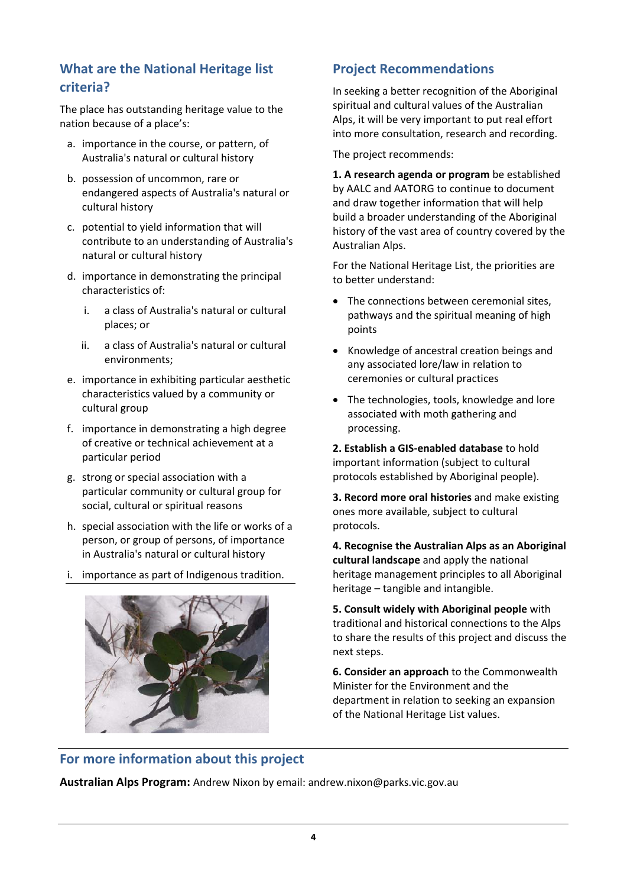## What are the National Heritage list criteria?

The place has outstanding heritage value to the nation because of a place's:

a. importance in the course, or pattern, of Australia's natural or cultural history

b. possession of uncommon, rare or endangered aspects of Australia's natural or cultural history

c. potential to yield information that will contribute to an understanding of Australia's natural or cultural history

d. importance in demonstrating the principal characteristics of:

   i. a class of Australia's natural or cultural places; or

   ii. a class of Australia's natural or cultural environments;

e. importance in exhibiting particular aesthetic characteristics valued by a community or cultural group

f. importance in demonstrating a high degree of creative or technical achievement at a particular period

g. strong or special association with a particular community or cultural group for social, cultural or spiritual reasons

h. special association with the life or works of a person, or group of persons, of importance in Australia's natural or cultural history

i. importance as part of Indigenous tradition.

## Project Recommendations

In seeking a better recognition of the Aboriginal spiritual and cultural values of the Australian Alps, it will be very important to put real effort into more consultation, research and recording.

The project recommends:

**1. A research agenda or program** be established by AALC and AATORG to continue to document and draw together information that will help build a broader understanding of the Aboriginal history of the vast area of country covered by the Australian Alps.

For the National Heritage List, the priorities are to better understand:

- The connections between ceremonial sites, pathways and the spiritual meaning of high points
- Knowledge of ancestral creation beings and any associated lore/law in relation to ceremonies or cultural practices
- The technologies, tools, knowledge and lore associated with moth gathering and processing.

**2. Establish a GIS-enabled database** to hold important information (subject to cultural protocols established by Aboriginal people).

**3. Record more oral histories** and make existing ones more available, subject to cultural protocols.

**4. Recognise the Australian Alps as an Aboriginal cultural landscape** and apply the national heritage management principles to all Aboriginal heritage – tangible and intangible.

**5. Consult widely with Aboriginal people** with traditional and historical connections to the Alps to share the results of this project and discuss the next steps.

**6. Consider an approach** to the Commonwealth Minister for the Environment and the department in relation to seeking an expansion of the National Heritage List values.

## For more information about this project

**Australian Alps Program:** Andrew Nixon by email: andrew.nixon@parks.vic.gov.au